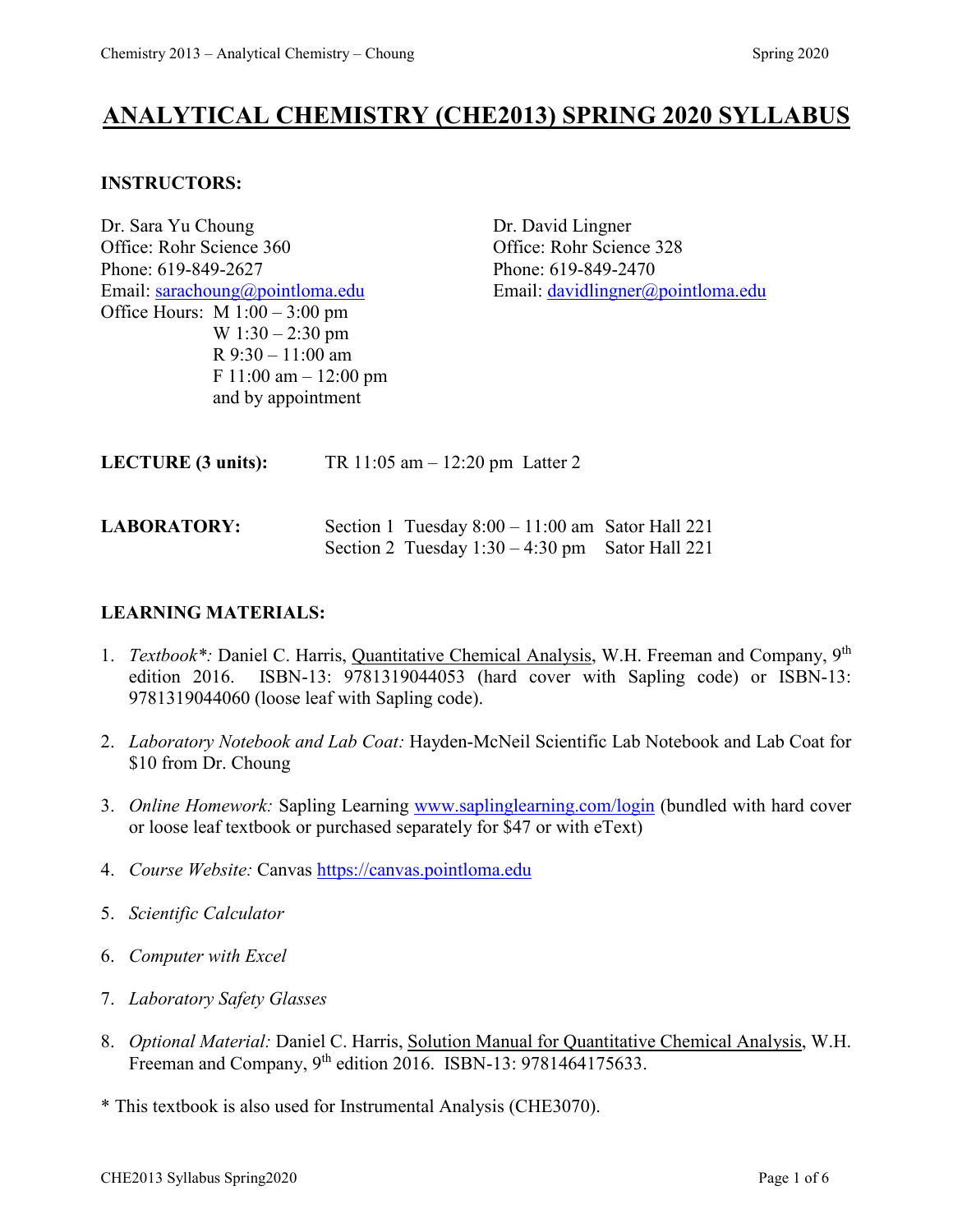# ANALYTICAL CHEMISTRY (CHE2013) SPRING 2020 SYLLABUS

**INSTRUCTORS:**

Dr. Sara Yu Choung
Office: Rohr Science 360
Phone: 619-849-2627
Email: sarachoung@pointloma.edu
Office Hours: M 1:00 – 3:00 pm
W 1:30 – 2:30 pm
R 9:30 – 11:00 am
F 11:00 am – 12:00 pm
and by appointment

Dr. David Lingner
Office: Rohr Science 328
Phone: 619-849-2470
Email: davidlingner@pointloma.edu

**LECTURE (3 units):** TR 11:05 am – 12:20 pm Latter 2

**LABORATORY:**
Section 1 Tuesday 8:00 – 11:00 am Sator Hall 221
Section 2 Tuesday 1:30 – 4:30 pm Sator Hall 221

**LEARNING MATERIALS:**

1. *Textbook*\*:* Daniel C. Harris, Quantitative Chemical Analysis, W.H. Freeman and Company, 9th edition 2016. ISBN-13: 9781319044053 (hard cover with Sapling code) or ISBN-13: 9781319044060 (loose leaf with Sapling code).
2. *Laboratory Notebook and Lab Coat:* Hayden-McNeil Scientific Lab Notebook and Lab Coat for $10 from Dr. Choung
3. *Online Homework:* Sapling Learning www.saplinglearning.com/login (bundled with hard cover or loose leaf textbook or purchased separately for $47 or with eText)
4. *Course Website:* Canvas https://canvas.pointloma.edu
5. *Scientific Calculator*
6. *Computer with Excel*
7. *Laboratory Safety Glasses*
8. *Optional Material:* Daniel C. Harris, Solution Manual for Quantitative Chemical Analysis, W.H. Freeman and Company, 9th edition 2016. ISBN-13: 9781464175633.

\* This textbook is also used for Instrumental Analysis (CHE3070).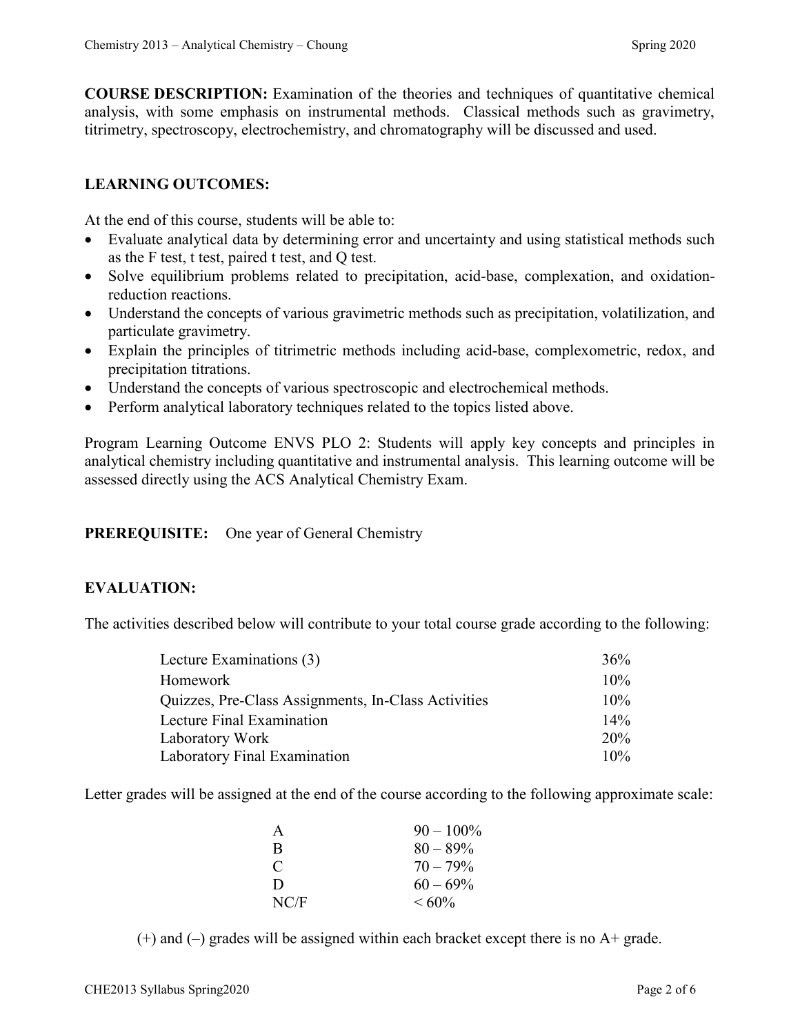**COURSE DESCRIPTION:** Examination of the theories and techniques of quantitative chemical analysis, with some emphasis on instrumental methods. Classical methods such as gravimetry, titrimetry, spectroscopy, electrochemistry, and chromatography will be discussed and used.

## LEARNING OUTCOMES:

At the end of this course, students will be able to:

- Evaluate analytical data by determining error and uncertainty and using statistical methods such as the F test, t test, paired t test, and Q test.
- Solve equilibrium problems related to precipitation, acid-base, complexation, and oxidation-reduction reactions.
- Understand the concepts of various gravimetric methods such as precipitation, volatilization, and particulate gravimetry.
- Explain the principles of titrimetric methods including acid-base, complexometric, redox, and precipitation titrations.
- Understand the concepts of various spectroscopic and electrochemical methods.
- Perform analytical laboratory techniques related to the topics listed above.

Program Learning Outcome ENVS PLO 2: Students will apply key concepts and principles in analytical chemistry including quantitative and instrumental analysis. This learning outcome will be assessed directly using the ACS Analytical Chemistry Exam.

**PREREQUISITE:** One year of General Chemistry

## EVALUATION:

The activities described below will contribute to your total course grade according to the following:

| Activity | Weight |
|---|---|
| Lecture Examinations (3) | 36% |
| Homework | 10% |
| Quizzes, Pre-Class Assignments, In-Class Activities | 10% |
| Lecture Final Examination | 14% |
| Laboratory Work | 20% |
| Laboratory Final Examination | 10% |

Letter grades will be assigned at the end of the course according to the following approximate scale:

| Grade | Range |
|---|---|
| A | 90 – 100% |
| B | 80 – 89% |
| C | 70 – 79% |
| D | 60 – 69% |
| NC/F | < 60% |

(+) and (–) grades will be assigned within each bracket except there is no A+ grade.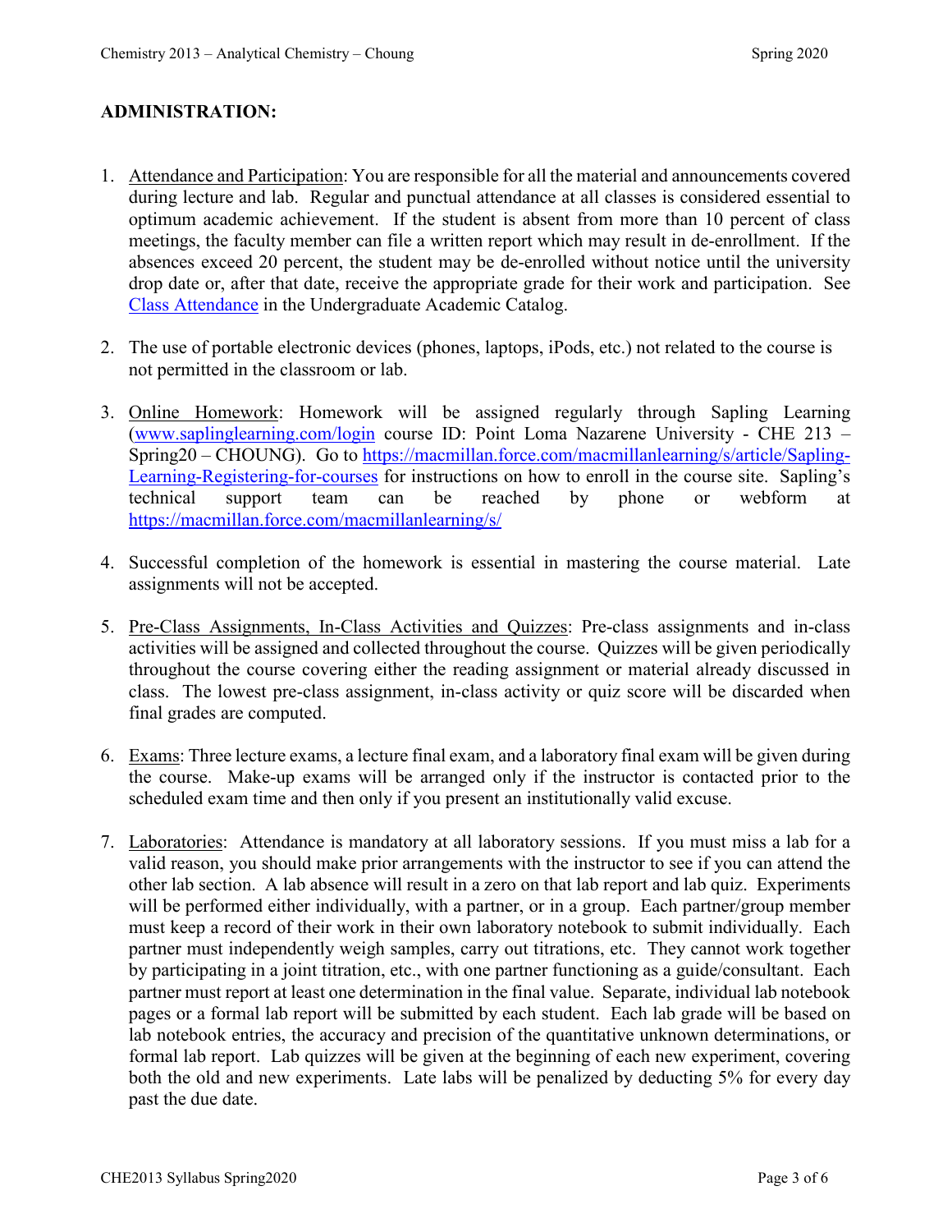**ADMINISTRATION:**

1. Attendance and Participation: You are responsible for all the material and announcements covered during lecture and lab. Regular and punctual attendance at all classes is considered essential to optimum academic achievement. If the student is absent from more than 10 percent of class meetings, the faculty member can file a written report which may result in de-enrollment. If the absences exceed 20 percent, the student may be de-enrolled without notice until the university drop date or, after that date, receive the appropriate grade for their work and participation. See Class Attendance in the Undergraduate Academic Catalog.

2. The use of portable electronic devices (phones, laptops, iPods, etc.) not related to the course is not permitted in the classroom or lab.

3. Online Homework: Homework will be assigned regularly through Sapling Learning (www.saplinglearning.com/login course ID: Point Loma Nazarene University - CHE 213 – Spring20 – CHOUNG). Go to https://macmillan.force.com/macmillanlearning/s/article/Sapling-Learning-Registering-for-courses for instructions on how to enroll in the course site. Sapling's technical support team can be reached by phone or webform at https://macmillan.force.com/macmillanlearning/s/

4. Successful completion of the homework is essential in mastering the course material. Late assignments will not be accepted.

5. Pre-Class Assignments, In-Class Activities and Quizzes: Pre-class assignments and in-class activities will be assigned and collected throughout the course. Quizzes will be given periodically throughout the course covering either the reading assignment or material already discussed in class. The lowest pre-class assignment, in-class activity or quiz score will be discarded when final grades are computed.

6. Exams: Three lecture exams, a lecture final exam, and a laboratory final exam will be given during the course. Make-up exams will be arranged only if the instructor is contacted prior to the scheduled exam time and then only if you present an institutionally valid excuse.

7. Laboratories: Attendance is mandatory at all laboratory sessions. If you must miss a lab for a valid reason, you should make prior arrangements with the instructor to see if you can attend the other lab section. A lab absence will result in a zero on that lab report and lab quiz. Experiments will be performed either individually, with a partner, or in a group. Each partner/group member must keep a record of their work in their own laboratory notebook to submit individually. Each partner must independently weigh samples, carry out titrations, etc. They cannot work together by participating in a joint titration, etc., with one partner functioning as a guide/consultant. Each partner must report at least one determination in the final value. Separate, individual lab notebook pages or a formal lab report will be submitted by each student. Each lab grade will be based on lab notebook entries, the accuracy and precision of the quantitative unknown determinations, or formal lab report. Lab quizzes will be given at the beginning of each new experiment, covering both the old and new experiments. Late labs will be penalized by deducting 5% for every day past the due date.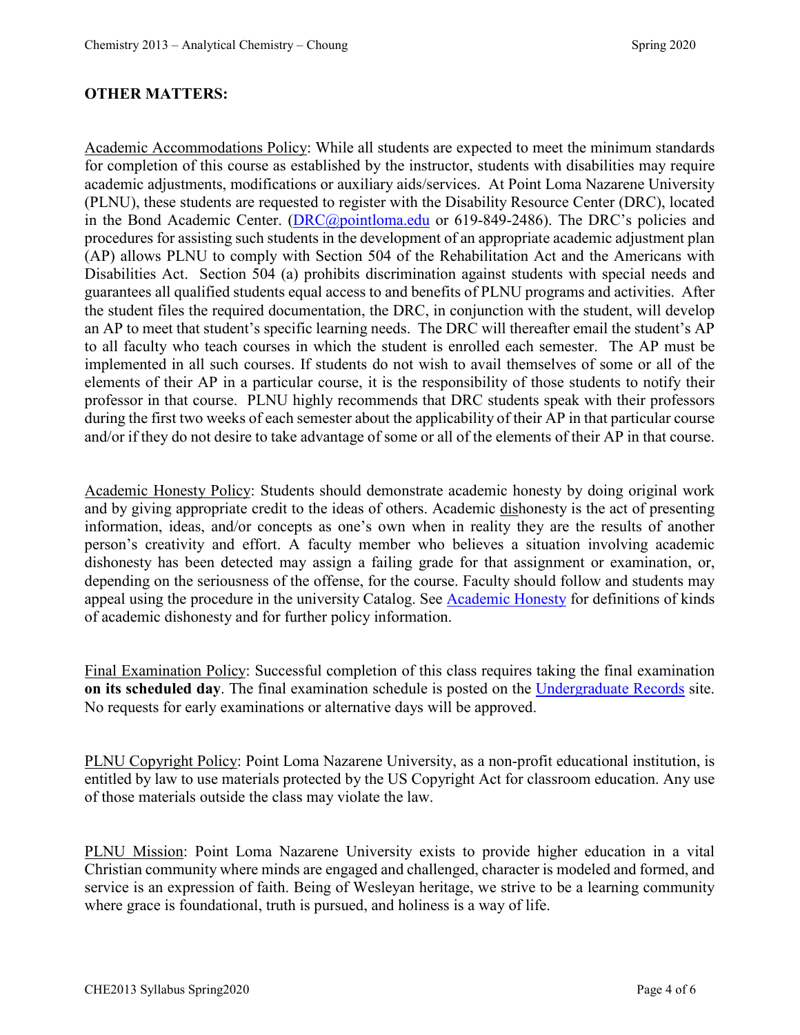**OTHER MATTERS:**

Academic Accommodations Policy: While all students are expected to meet the minimum standards for completion of this course as established by the instructor, students with disabilities may require academic adjustments, modifications or auxiliary aids/services. At Point Loma Nazarene University (PLNU), these students are requested to register with the Disability Resource Center (DRC), located in the Bond Academic Center. (DRC@pointloma.edu or 619-849-2486). The DRC's policies and procedures for assisting such students in the development of an appropriate academic adjustment plan (AP) allows PLNU to comply with Section 504 of the Rehabilitation Act and the Americans with Disabilities Act. Section 504 (a) prohibits discrimination against students with special needs and guarantees all qualified students equal access to and benefits of PLNU programs and activities. After the student files the required documentation, the DRC, in conjunction with the student, will develop an AP to meet that student's specific learning needs. The DRC will thereafter email the student's AP to all faculty who teach courses in which the student is enrolled each semester. The AP must be implemented in all such courses. If students do not wish to avail themselves of some or all of the elements of their AP in a particular course, it is the responsibility of those students to notify their professor in that course. PLNU highly recommends that DRC students speak with their professors during the first two weeks of each semester about the applicability of their AP in that particular course and/or if they do not desire to take advantage of some or all of the elements of their AP in that course.

Academic Honesty Policy: Students should demonstrate academic honesty by doing original work and by giving appropriate credit to the ideas of others. Academic dishonesty is the act of presenting information, ideas, and/or concepts as one's own when in reality they are the results of another person's creativity and effort. A faculty member who believes a situation involving academic dishonesty has been detected may assign a failing grade for that assignment or examination, or, depending on the seriousness of the offense, for the course. Faculty should follow and students may appeal using the procedure in the university Catalog. See Academic Honesty for definitions of kinds of academic dishonesty and for further policy information.

Final Examination Policy: Successful completion of this class requires taking the final examination **on its scheduled day**. The final examination schedule is posted on the Undergraduate Records site. No requests for early examinations or alternative days will be approved.

PLNU Copyright Policy: Point Loma Nazarene University, as a non-profit educational institution, is entitled by law to use materials protected by the US Copyright Act for classroom education. Any use of those materials outside the class may violate the law.

PLNU Mission: Point Loma Nazarene University exists to provide higher education in a vital Christian community where minds are engaged and challenged, character is modeled and formed, and service is an expression of faith. Being of Wesleyan heritage, we strive to be a learning community where grace is foundational, truth is pursued, and holiness is a way of life.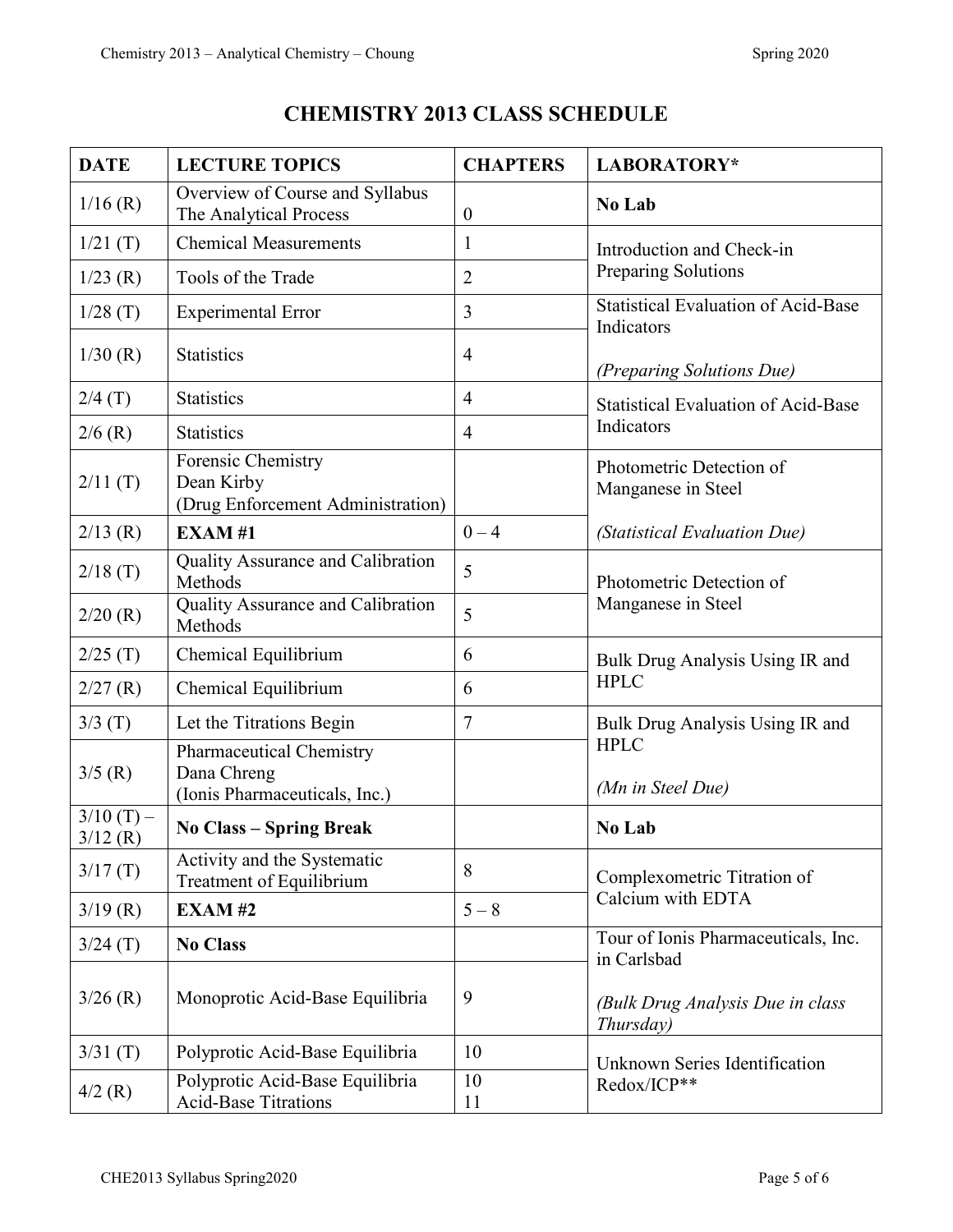# CHEMISTRY 2013 CLASS SCHEDULE

| DATE | LECTURE TOPICS | CHAPTERS | LABORATORY* |
|---|---|---|---|
| 1/16 (R) | Overview of Course and Syllabus<br>The Analytical Process | 0 | **No Lab** |
| 1/21 (T) | Chemical Measurements | 1 | Introduction and Check-in<br>Preparing Solutions |
| 1/23 (R) | Tools of the Trade | 2 | |
| 1/28 (T) | Experimental Error | 3 | Statistical Evaluation of Acid-Base Indicators<br><br>*(Preparing Solutions Due)* |
| 1/30 (R) | Statistics | 4 | |
| 2/4 (T) | Statistics | 4 | Statistical Evaluation of Acid-Base Indicators |
| 2/6 (R) | Statistics | 4 | |
| 2/11 (T) | Forensic Chemistry<br>Dean Kirby<br>(Drug Enforcement Administration) | | Photometric Detection of Manganese in Steel<br><br>*(Statistical Evaluation Due)* |
| 2/13 (R) | **EXAM #1** | 0 – 4 | |
| 2/18 (T) | Quality Assurance and Calibration Methods | 5 | Photometric Detection of Manganese in Steel |
| 2/20 (R) | Quality Assurance and Calibration Methods | 5 | |
| 2/25 (T) | Chemical Equilibrium | 6 | Bulk Drug Analysis Using IR and HPLC |
| 2/27 (R) | Chemical Equilibrium | 6 | |
| 3/3 (T) | Let the Titrations Begin | 7 | Bulk Drug Analysis Using IR and HPLC<br><br>*(Mn in Steel Due)* |
| 3/5 (R) | Pharmaceutical Chemistry<br>Dana Chreng<br>(Ionis Pharmaceuticals, Inc.) | | |
| 3/10 (T) – 3/12 (R) | **No Class – Spring Break** | | **No Lab** |
| 3/17 (T) | Activity and the Systematic Treatment of Equilibrium | 8 | Complexometric Titration of Calcium with EDTA |
| 3/19 (R) | **EXAM #2** | 5 – 8 | |
| 3/24 (T) | **No Class** | | Tour of Ionis Pharmaceuticals, Inc. in Carlsbad<br><br>*(Bulk Drug Analysis Due in class Thursday)* |
| 3/26 (R) | Monoprotic Acid-Base Equilibria | 9 | |
| 3/31 (T) | Polyprotic Acid-Base Equilibria | 10 | Unknown Series Identification<br>Redox/ICP** |
| 4/2 (R) | Polyprotic Acid-Base Equilibria<br>Acid-Base Titrations | 10<br>11 | |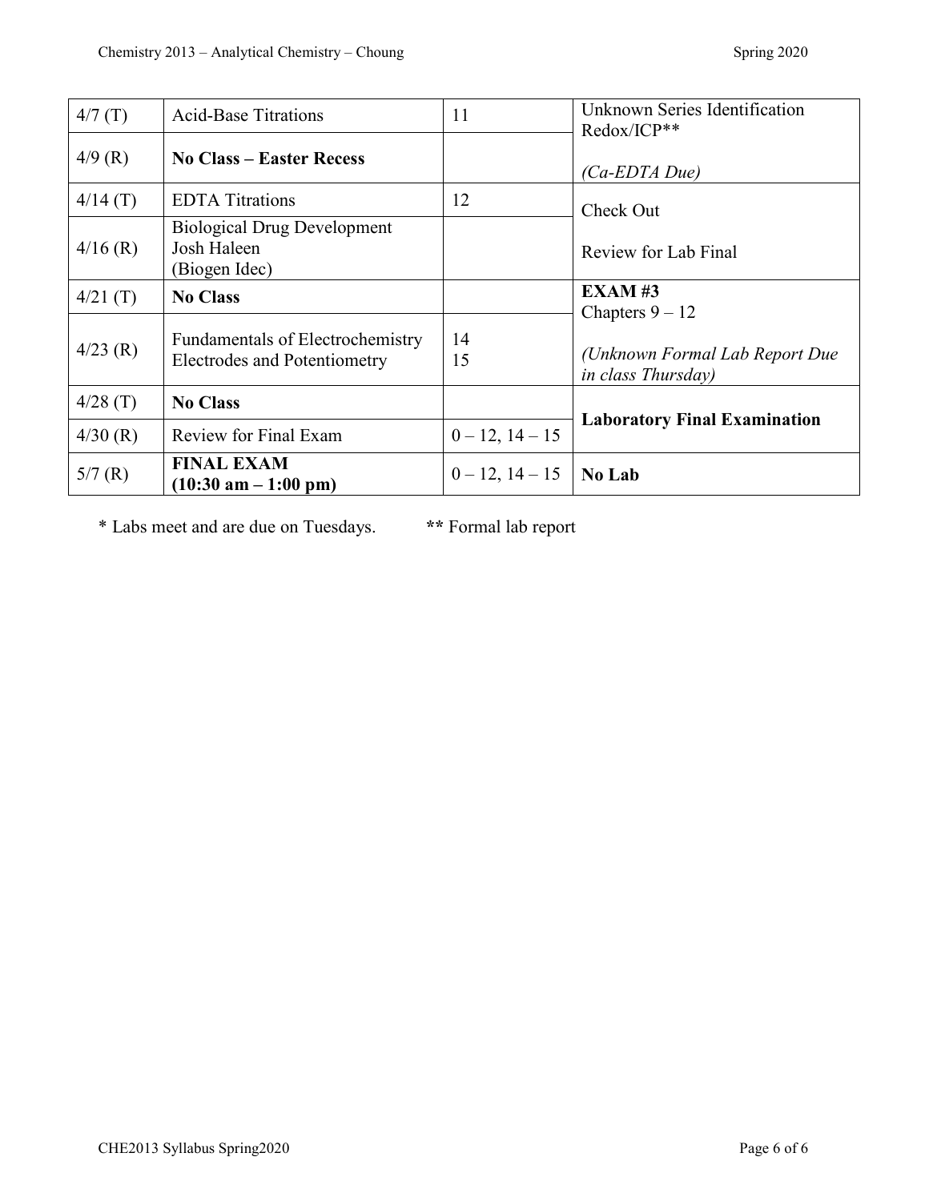| | | | |
|---|---|---|---|
| 4/7 (T) | Acid-Base Titrations | 11 | Unknown Series Identification Redox/ICP** |
| 4/9 (R) | **No Class – Easter Recess** | | *(Ca-EDTA Due)* |
| 4/14 (T) | EDTA Titrations | 12 | Check Out |
| 4/16 (R) | Biological Drug Development<br>Josh Haleen<br>(Biogen Idec) | | Review for Lab Final |
| 4/21 (T) | **No Class** | | **EXAM #3**<br>Chapters 9 – 12 |
| 4/23 (R) | Fundamentals of Electrochemistry<br>Electrodes and Potentiometry | 14<br>15 | *(Unknown Formal Lab Report Due in class Thursday)* |
| 4/28 (T) | **No Class** | | **Laboratory Final Examination** |
| 4/30 (R) | Review for Final Exam | 0 – 12, 14 – 15 | |
| 5/7 (R) | **FINAL EXAM**<br>**(10:30 am – 1:00 pm)** | 0 – 12, 14 – 15 | **No Lab** |

* Labs meet and are due on Tuesdays. ** Formal lab report